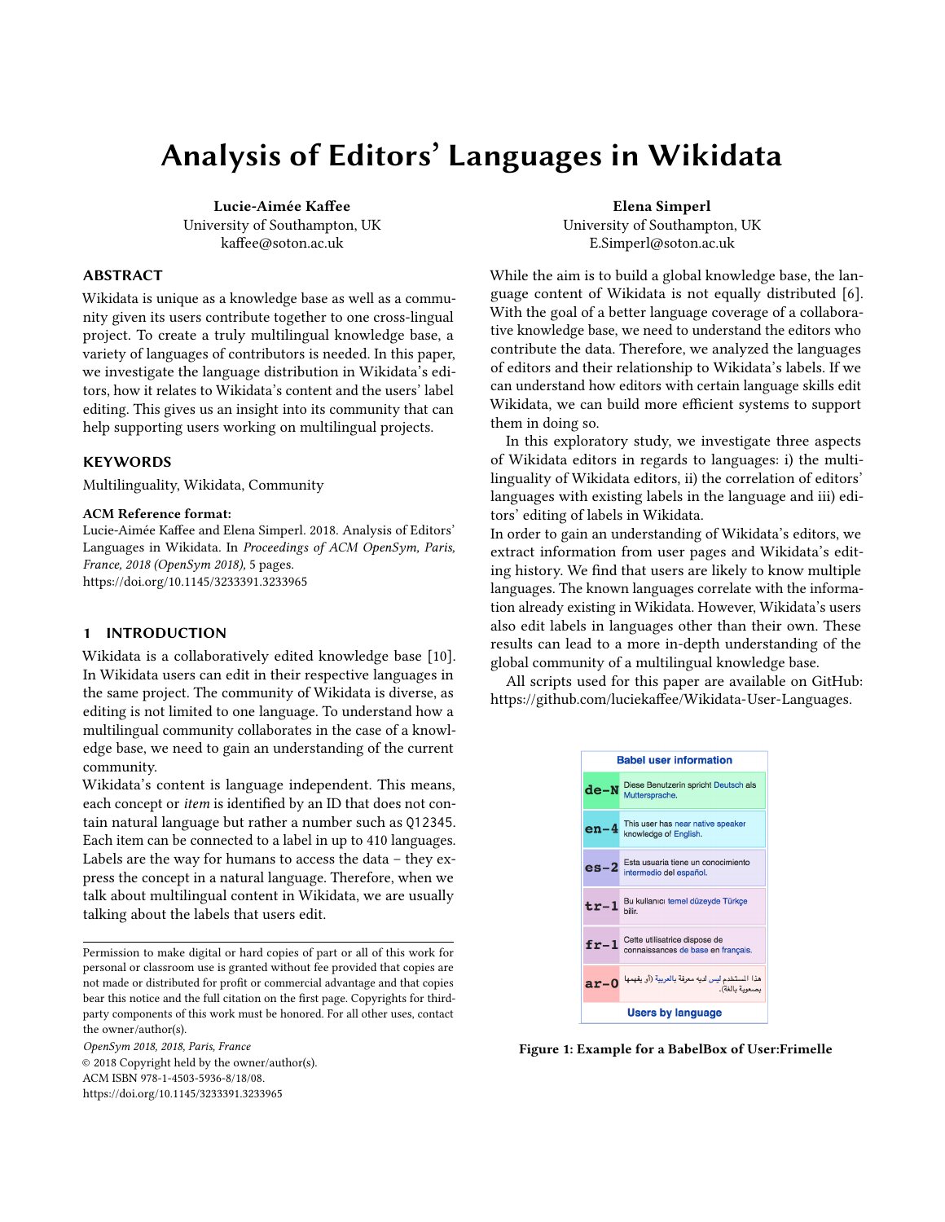# Analysis of Editors' Languages in Wikidata

**Lucie-Aimée Kaffee**
University of Southampton, UK
kaffee@soton.ac.uk

**Elena Simperl**
University of Southampton, UK
E.Simperl@soton.ac.uk

## ABSTRACT

Wikidata is unique as a knowledge base as well as a community given its users contribute together to one cross-lingual project. To create a truly multilingual knowledge base, a variety of languages of contributors is needed. In this paper, we investigate the language distribution in Wikidata's editors, how it relates to Wikidata's content and the users' label editing. This gives us an insight into its community that can help supporting users working on multilingual projects.

## KEYWORDS

Multilinguality, Wikidata, Community

**ACM Reference format:**
Lucie-Aimée Kaffee and Elena Simperl. 2018. Analysis of Editors' Languages in Wikidata. In *Proceedings of ACM OpenSym, Paris, France, 2018 (OpenSym 2018)*, 5 pages.
https://doi.org/10.1145/3233391.3233965

## 1 INTRODUCTION

Wikidata is a collaboratively edited knowledge base [10]. In Wikidata users can edit in their respective languages in the same project. The community of Wikidata is diverse, as editing is not limited to one language. To understand how a multilingual community collaborates in the case of a knowledge base, we need to gain an understanding of the current community.

Wikidata's content is language independent. This means, each concept or *item* is identified by an ID that does not contain natural language but rather a number such as Q12345. Each item can be connected to a label in up to 410 languages. Labels are the way for humans to access the data – they express the concept in a natural language. Therefore, when we talk about multilingual content in Wikidata, we are usually talking about the labels that users edit.

While the aim is to build a global knowledge base, the language content of Wikidata is not equally distributed [6]. With the goal of a better language coverage of a collaborative knowledge base, we need to understand the editors who contribute the data. Therefore, we analyzed the languages of editors and their relationship to Wikidata's labels. If we can understand how editors with certain language skills edit Wikidata, we can build more efficient systems to support them in doing so.

In this exploratory study, we investigate three aspects of Wikidata editors in regards to languages: i) the multilinguality of Wikidata editors, ii) the correlation of editors' languages with existing labels in the language and iii) editors' editing of labels in Wikidata.

In order to gain an understanding of Wikidata's editors, we extract information from user pages and Wikidata's editing history. We find that users are likely to know multiple languages. The known languages correlate with the information already existing in Wikidata. However, Wikidata's users also edit labels in languages other than their own. These results can lead to a more in-depth understanding of the global community of a multilingual knowledge base.

All scripts used for this paper are available on GitHub: https://github.com/luciekaffee/Wikidata-User-Languages.

| Babel user information | |
|---|---|
| de-N | Diese Benutzerin spricht Deutsch als Muttersprache. |
| en-4 | This user has near native speaker knowledge of English. |
| es-2 | Esta usuaria tiene un conocimiento intermedio del español. |
| tr-1 | Bu kullanıcı temel düzeyde Türkçe bilir. |
| fr-1 | Cette utilisatrice dispose de connaissances de base en français. |
| ar-0 | هذا المستخدم ليس لديه معرفة بالعربية (أو يفهمها بصعوبة بالغة). |
| Users by language | |

**Figure 1: Example for a BabelBox of User:Frimelle**

Permission to make digital or hard copies of part or all of this work for personal or classroom use is granted without fee provided that copies are not made or distributed for profit or commercial advantage and that copies bear this notice and the full citation on the first page. Copyrights for third-party components of this work must be honored. For all other uses, contact the owner/author(s).
*OpenSym 2018, 2018, Paris, France*
© 2018 Copyright held by the owner/author(s).
ACM ISBN 978-1-4503-5936-8/18/08.
https://doi.org/10.1145/3233391.3233965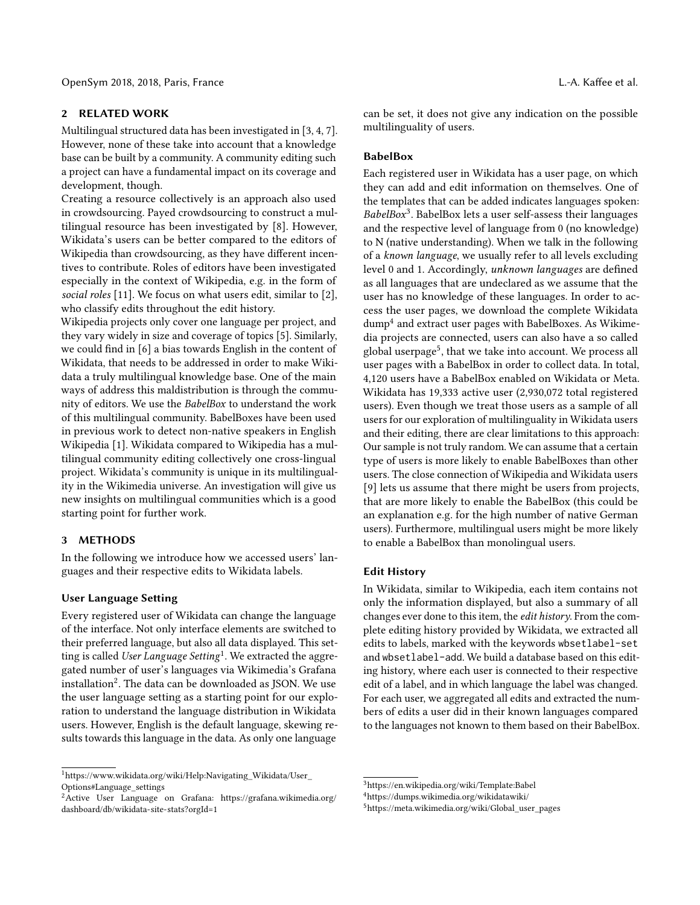## 2 RELATED WORK

Multilingual structured data has been investigated in [3, 4, 7]. However, none of these take into account that a knowledge base can be built by a community. A community editing such a project can have a fundamental impact on its coverage and development, though.

Creating a resource collectively is an approach also used in crowdsourcing. Payed crowdsourcing to construct a multilingual resource has been investigated by [8]. However, Wikidata's users can be better compared to the editors of Wikipedia than crowdsourcing, as they have different incentives to contribute. Roles of editors have been investigated especially in the context of Wikipedia, e.g. in the form of *social roles* [11]. We focus on what users edit, similar to [2], who classify edits throughout the edit history.

Wikipedia projects only cover one language per project, and they vary widely in size and coverage of topics [5]. Similarly, we could find in [6] a bias towards English in the content of Wikidata, that needs to be addressed in order to make Wikidata a truly multilingual knowledge base. One of the main ways of address this maldistribution is through the community of editors. We use the *BabelBox* to understand the work of this multilingual community. BabelBoxes have been used in previous work to detect non-native speakers in English Wikipedia [1]. Wikidata compared to Wikipedia has a multilingual community editing collectively one cross-lingual project. Wikidata's community is unique in its multilinguality in the Wikimedia universe. An investigation will give us new insights on multilingual communities which is a good starting point for further work.

## 3 METHODS

In the following we introduce how we accessed users' languages and their respective edits to Wikidata labels.

### User Language Setting

Every registered user of Wikidata can change the language of the interface. Not only interface elements are switched to their preferred language, but also all data displayed. This setting is called *User Language Setting*[1]. We extracted the aggregated number of user's languages via Wikimedia's Grafana installation[2]. The data can be downloaded as JSON. We use the user language setting as a starting point for our exploration to understand the language distribution in Wikidata users. However, English is the default language, skewing results towards this language in the data. As only one language can be set, it does not give any indication on the possible multilinguality of users.

### BabelBox

Each registered user in Wikidata has a user page, on which they can add and edit information on themselves. One of the templates that can be added indicates languages spoken: *BabelBox*[3]. BabelBox lets a user self-assess their languages and the respective level of language from 0 (no knowledge) to N (native understanding). When we talk in the following of a *known language*, we usually refer to all levels excluding level 0 and 1. Accordingly, *unknown languages* are defined as all languages that are undeclared as we assume that the user has no knowledge of these languages. In order to access the user pages, we download the complete Wikidata dump[4] and extract user pages with BabelBoxes. As Wikimedia projects are connected, users can also have a so called global userpage[5], that we take into account. We process all user pages with a BabelBox in order to collect data. In total, 4,120 users have a BabelBox enabled on Wikidata or Meta. Wikidata has 19,333 active user (2,930,072 total registered users). Even though we treat those users as a sample of all users for our exploration of multilinguality in Wikidata users and their editing, there are clear limitations to this approach: Our sample is not truly random. We can assume that a certain type of users is more likely to enable BabelBoxes than other users. The close connection of Wikipedia and Wikidata users [9] lets us assume that there might be users from projects, that are more likely to enable the BabelBox (this could be an explanation e.g. for the high number of native German users). Furthermore, multilingual users might be more likely to enable a BabelBox than monolingual users.

### Edit History

In Wikidata, similar to Wikipedia, each item contains not only the information displayed, but also a summary of all changes ever done to this item, the *edit history*. From the complete editing history provided by Wikidata, we extracted all edits to labels, marked with the keywords `wbsetlabel-set` and `wbsetlabel-add`. We build a database based on this editing history, where each user is connected to their respective edit of a label, and in which language the label was changed. For each user, we aggregated all edits and extracted the numbers of edits a user did in their known languages compared to the languages not known to them based on their BabelBox.

---

[1] https://www.wikidata.org/wiki/Help:Navigating_Wikidata/User_Options#Language_settings

[2] Active User Language on Grafana: https://grafana.wikimedia.org/dashboard/db/wikidata-site-stats?orgId=1

[3] https://en.wikipedia.org/wiki/Template:Babel

[4] https://dumps.wikimedia.org/wikidatawiki/

[5] https://meta.wikimedia.org/wiki/Global_user_pages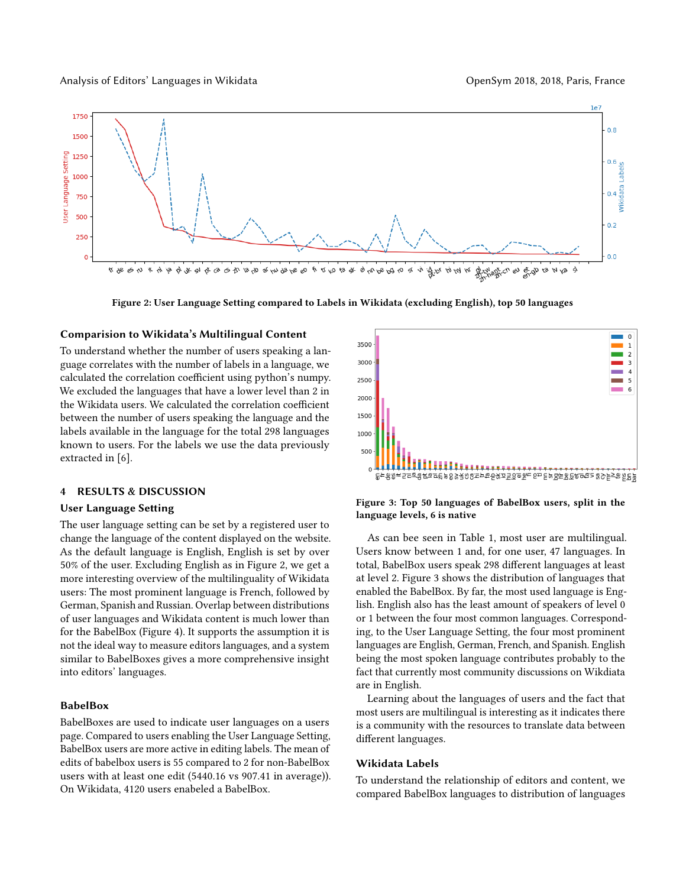Figure 2: User Language Setting compared to Labels in Wikidata (excluding English), top 50 languages

### Comparision to Wikidata's Multilingual Content

To understand whether the number of users speaking a language correlates with the number of labels in a language, we calculated the correlation coefficient using python's numpy. We excluded the languages that have a lower level than 2 in the Wikidata users. We calculated the correlation coefficient between the number of users speaking the language and the labels available in the language for the total 298 languages known to users. For the labels we use the data previously extracted in [6].

## 4 RESULTS & DISCUSSION

### User Language Setting

The user language setting can be set by a registered user to change the language of the content displayed on the website. As the default language is English, English is set by over 50% of the user. Excluding English as in Figure 2, we get a more interesting overview of the multilinguality of Wikidata users: The most prominent language is French, followed by German, Spanish and Russian. Overlap between distributions of user languages and Wikidata content is much lower than for the BabelBox (Figure 4). It supports the assumption it is not the ideal way to measure editors languages, and a system similar to BabelBoxes gives a more comprehensive insight into editors' languages.

### BabelBox

BabelBoxes are used to indicate user languages on a users page. Compared to users enabling the User Language Setting, BabelBox users are more active in editing labels. The mean of edits of babelbox users is 55 compared to 2 for non-BabelBox users with at least one edit (5440.16 vs 907.41 in average)). On Wikidata, 4120 users enabeled a BabelBox.

Figure 3: Top 50 languages of BabelBox users, split in the language levels, 6 is native

As can bee seen in Table 1, most user are multilingual. Users know between 1 and, for one user, 47 languages. In total, BabelBox users speak 298 different languages at least at level 2. Figure 3 shows the distribution of languages that enabled the BabelBox. By far, the most used language is English. English also has the least amount of speakers of level 0 or 1 between the four most common languages. Corresponding, to the User Language Setting, the four most prominent languages are English, German, French, and Spanish. English being the most spoken language contributes probably to the fact that currently most community discussions on Wikdiata are in English.

Learning about the languages of users and the fact that most users are multilingual is interesting as it indicates there is a community with the resources to translate data between different languages.

### Wikidata Labels

To understand the relationship of editors and content, we compared BabelBox languages to distribution of languages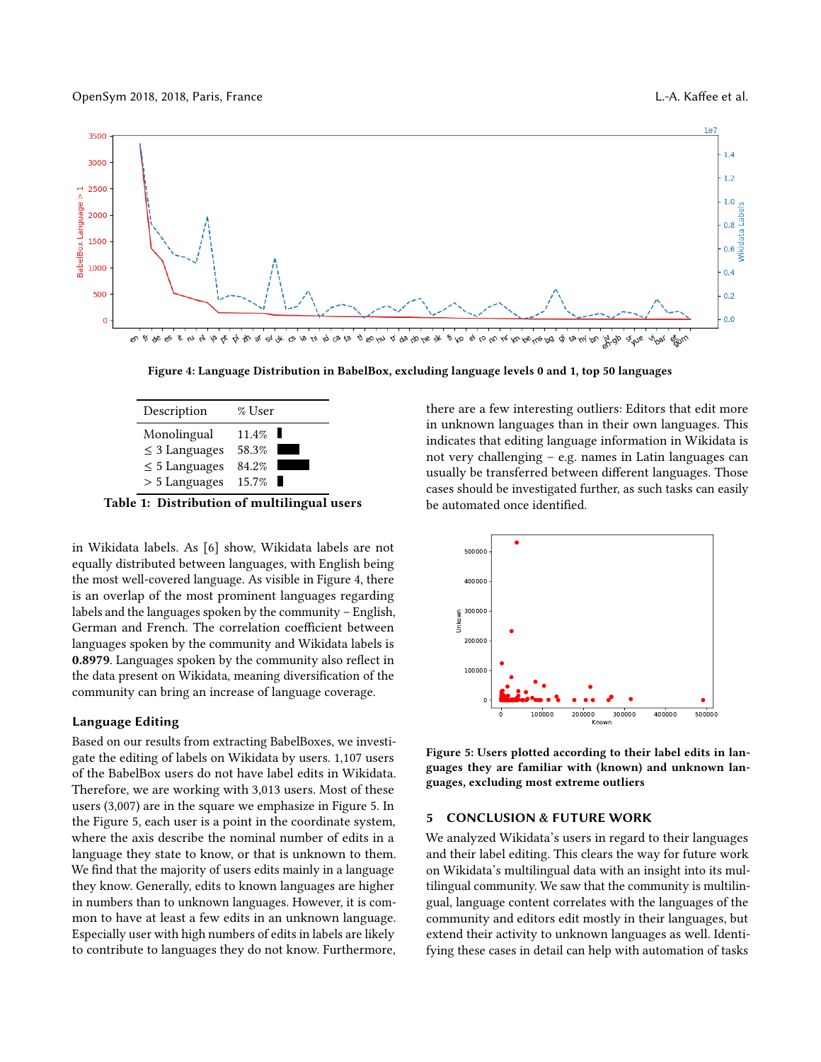Figure 4: Language Distribution in BabelBox, excluding language levels 0 and 1, top 50 languages

| Description | % User |
|---|---|
| Monolingual | 11.4% |
| ≤ 3 Languages | 58.3% |
| ≤ 5 Languages | 84.2% |
| > 5 Languages | 15.7% |

**Table 1: Distribution of multilingual users**

in Wikidata labels. As [6] show, Wikidata labels are not equally distributed between languages, with English being the most well-covered language. As visible in Figure 4, there is an overlap of the most prominent languages regarding labels and the languages spoken by the community – English, German and French. The correlation coefficient between languages spoken by the community and Wikidata labels is **0.8979**. Languages spoken by the community also reflect in the data present on Wikidata, meaning diversification of the community can bring an increase of language coverage.

### Language Editing

Based on our results from extracting BabelBoxes, we investigate the editing of labels on Wikidata by users. 1,107 users of the BabelBox users do not have label edits in Wikidata. Therefore, we are working with 3,013 users. Most of these users (3,007) are in the square we emphasize in Figure 5. In the Figure 5, each user is a point in the coordinate system, where the axis describe the nominal number of edits in a language they state to know, or that is unknown to them. We find that the majority of users edits mainly in a language they know. Generally, edits to known languages are higher in numbers than to unknown languages. However, it is common to have at least a few edits in an unknown language. Especially user with high numbers of edits in labels are likely to contribute to languages they do not know. Furthermore, there are a few interesting outliers: Editors that edit more in unknown languages than in their own languages. This indicates that editing language information in Wikidata is not very challenging – e.g. names in Latin languages can usually be transferred between different languages. Those cases should be investigated further, as such tasks can easily be automated once identified.

**Figure 5: Users plotted according to their label edits in languages they are familiar with (known) and unknown languages, excluding most extreme outliers**

## 5 CONCLUSION & FUTURE WORK

We analyzed Wikidata's users in regard to their languages and their label editing. This clears the way for future work on Wikidata's multilingual data with an insight into its multilingual community. We saw that the community is multilingual, language content correlates with the languages of the community and editors edit mostly in their languages, but extend their activity to unknown languages as well. Identifying these cases in detail can help with automation of tasks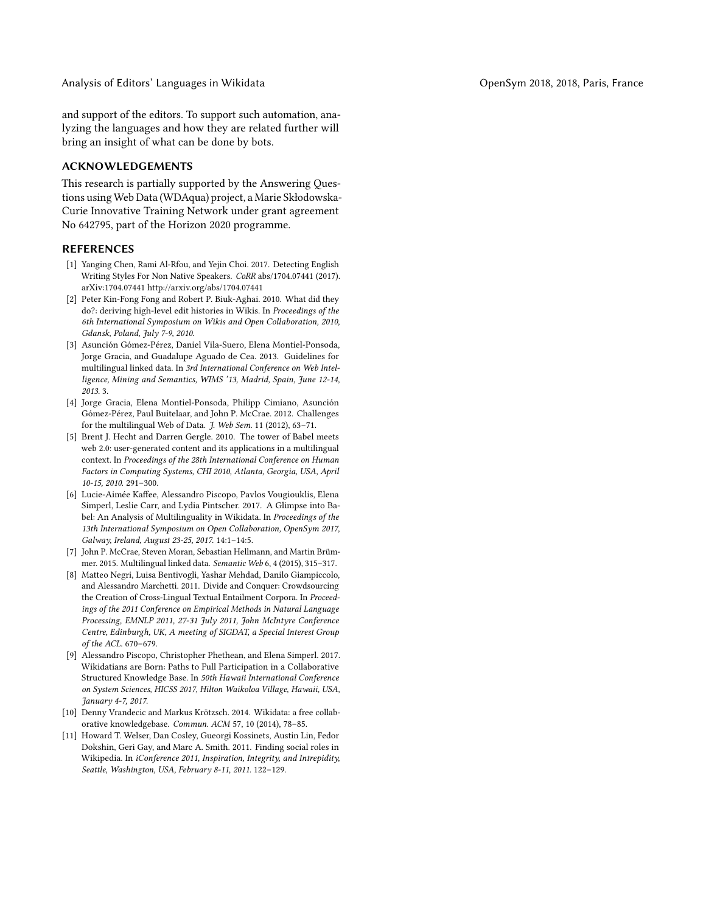and support of the editors. To support such automation, analyzing the languages and how they are related further will bring an insight of what can be done by bots.

## ACKNOWLEDGEMENTS

This research is partially supported by the Answering Questions using Web Data (WDAqua) project, a Marie Skłodowska-Curie Innovative Training Network under grant agreement No 642795, part of the Horizon 2020 programme.

## REFERENCES

- [1] Yanging Chen, Rami Al-Rfou, and Yejin Choi. 2017. Detecting English Writing Styles For Non Native Speakers. *CoRR* abs/1704.07441 (2017). arXiv:1704.07441 http://arxiv.org/abs/1704.07441
- [2] Peter Kin-Fong Fong and Robert P. Biuk-Aghai. 2010. What did they do?: deriving high-level edit histories in Wikis. In *Proceedings of the 6th International Symposium on Wikis and Open Collaboration, 2010, Gdansk, Poland, July 7-9, 2010*.
- [3] Asunción Gómez-Pérez, Daniel Vila-Suero, Elena Montiel-Ponsoda, Jorge Gracia, and Guadalupe Aguado de Cea. 2013. Guidelines for multilingual linked data. In *3rd International Conference on Web Intelligence, Mining and Semantics, WIMS '13, Madrid, Spain, June 12-14, 2013*. 3.
- [4] Jorge Gracia, Elena Montiel-Ponsoda, Philipp Cimiano, Asunción Gómez-Pérez, Paul Buitelaar, and John P. McCrae. 2012. Challenges for the multilingual Web of Data. *J. Web Sem.* 11 (2012), 63–71.
- [5] Brent J. Hecht and Darren Gergle. 2010. The tower of Babel meets web 2.0: user-generated content and its applications in a multilingual context. In *Proceedings of the 28th International Conference on Human Factors in Computing Systems, CHI 2010, Atlanta, Georgia, USA, April 10-15, 2010*. 291–300.
- [6] Lucie-Aimée Kaffee, Alessandro Piscopo, Pavlos Vougiouklis, Elena Simperl, Leslie Carr, and Lydia Pintscher. 2017. A Glimpse into Babel: An Analysis of Multilinguality in Wikidata. In *Proceedings of the 13th International Symposium on Open Collaboration, OpenSym 2017, Galway, Ireland, August 23-25, 2017*. 14:1–14:5.
- [7] John P. McCrae, Steven Moran, Sebastian Hellmann, and Martin Brümmer. 2015. Multilingual linked data. *Semantic Web* 6, 4 (2015), 315–317.
- [8] Matteo Negri, Luisa Bentivogli, Yashar Mehdad, Danilo Giampiccolo, and Alessandro Marchetti. 2011. Divide and Conquer: Crowdsourcing the Creation of Cross-Lingual Textual Entailment Corpora. In *Proceedings of the 2011 Conference on Empirical Methods in Natural Language Processing, EMNLP 2011, 27-31 July 2011, John McIntyre Conference Centre, Edinburgh, UK, A meeting of SIGDAT, a Special Interest Group of the ACL*. 670–679.
- [9] Alessandro Piscopo, Christopher Phethean, and Elena Simperl. 2017. Wikidatians are Born: Paths to Full Participation in a Collaborative Structured Knowledge Base. In *50th Hawaii International Conference on System Sciences, HICSS 2017, Hilton Waikoloa Village, Hawaii, USA, January 4-7, 2017*.
- [10] Denny Vrandecic and Markus Krötzsch. 2014. Wikidata: a free collaborative knowledgebase. *Commun. ACM* 57, 10 (2014), 78–85.
- [11] Howard T. Welser, Dan Cosley, Gueorgi Kossinets, Austin Lin, Fedor Dokshin, Geri Gay, and Marc A. Smith. 2011. Finding social roles in Wikipedia. In *iConference 2011, Inspiration, Integrity, and Intrepidity, Seattle, Washington, USA, February 8-11, 2011*. 122–129.